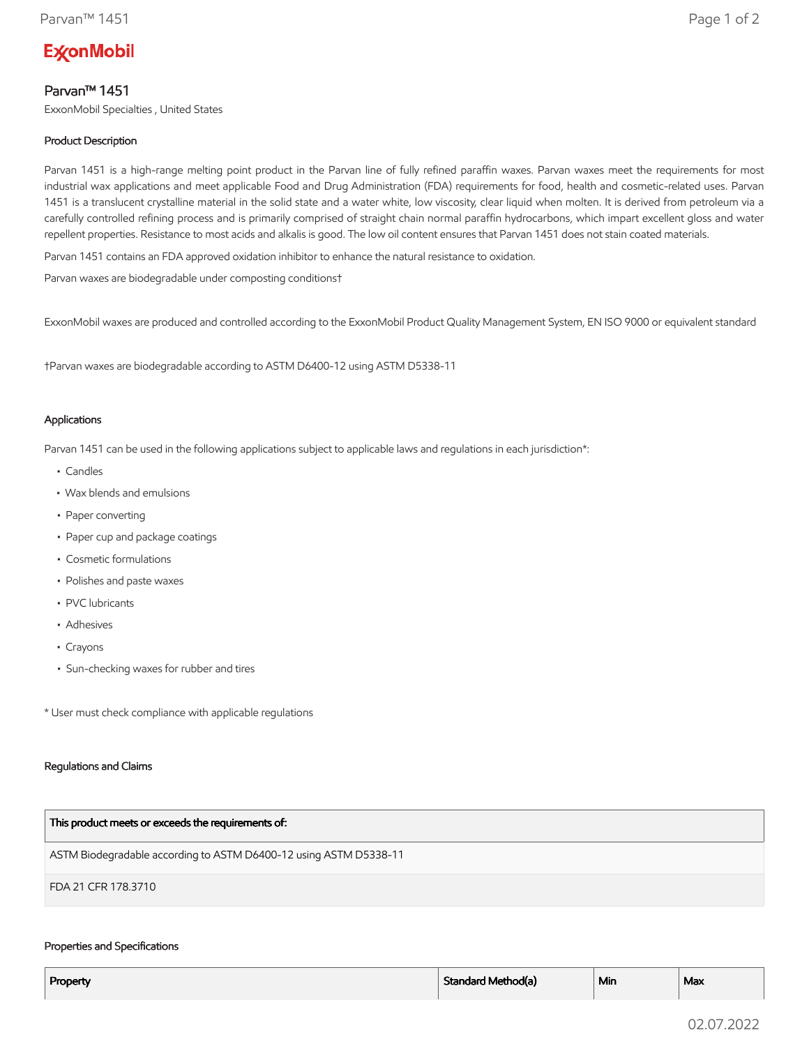ExxonMobil

# Parvan™ 1451

ExxonMobil Specialties , United States

### Product Description

Parvan 1451 is a high-range melting point product in the Parvan line of fully refined paraffin waxes. Parvan waxes meet the requirements for most industrial wax applications and meet applicable Food and Drug Administration (FDA) requirements for food, health and cosmetic-related uses. Parvan 1451 is a translucent crystalline material in the solid state and a water white, low viscosity, clear liquid when molten. It is derived from petroleum via a carefully controlled refining process and is primarily comprised of straight chain normal paraffin hydrocarbons, which impart excellent gloss and water repellent properties. Resistance to most acids and alkalis is good. The low oil content ensures that Parvan 1451 does not stain coated materials.

Parvan 1451 contains an FDA approved oxidation inhibitor to enhance the natural resistance to oxidation.

Parvan waxes are biodegradable under composting conditions†

ExxonMobil waxes are produced and controlled according to the ExxonMobil Product Quality Management System, EN ISO 9000 or equivalent standard

†Parvan waxes are biodegradable according to ASTM D6400-12 using ASTM D5338-11

### Applications

Parvan 1451 can be used in the following applications subject to applicable laws and regulations in each jurisdiction*:

- Candles
- Wax blends and emulsions
- Paper converting
- Paper cup and package coatings
- Cosmetic formulations
- Polishes and paste waxes
- PVC lubricants
- Adhesives
- Crayons
- Sun-checking waxes for rubber and tires

* User must check compliance with applicable regulations

### Regulations and Claims

| This product meets or exceeds the requirements of: |
|---|
| ASTM Biodegradable according to ASTM D6400-12 using ASTM D5338-11 |
| FDA 21 CFR 178.3710 |

### Properties and Specifications

| Property | Standard Method(a) | Min | Max |
|---|---|---|---|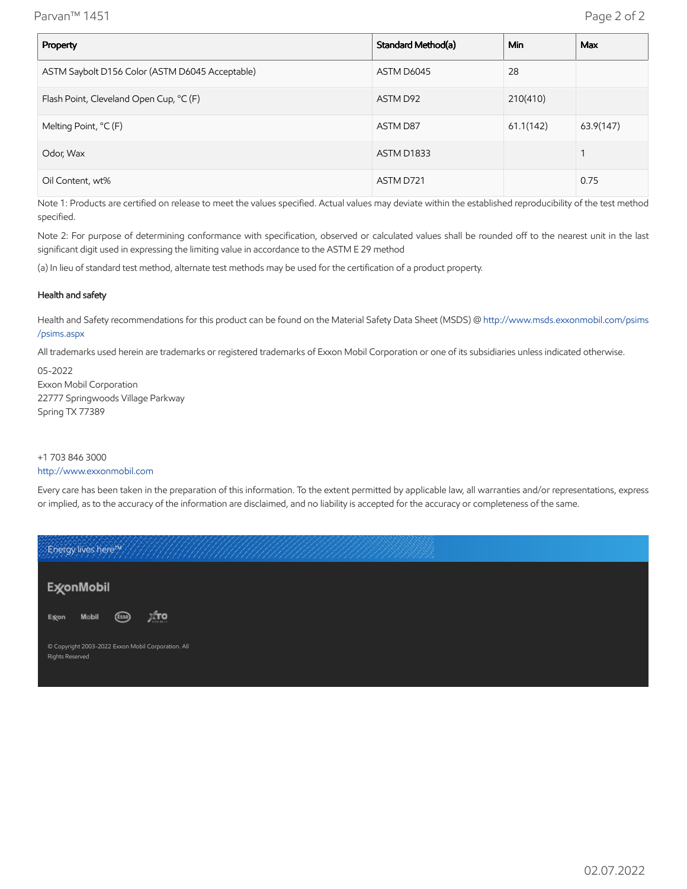| Property | Standard Method(a) | Min | Max |
|---|---|---|---|
| ASTM Saybolt D156 Color (ASTM D6045 Acceptable) | ASTM D6045 | 28 | |
| Flash Point, Cleveland Open Cup, °C (F) | ASTM D92 | 210(410) | |
| Melting Point, °C (F) | ASTM D87 | 61.1(142) | 63.9(147) |
| Odor, Wax | ASTM D1833 | | 1 |
| Oil Content, wt% | ASTM D721 | | 0.75 |

Note 1: Products are certified on release to meet the values specified. Actual values may deviate within the established reproducibility of the test method specified.

Note 2: For purpose of determining conformance with specification, observed or calculated values shall be rounded off to the nearest unit in the last significant digit used in expressing the limiting value in accordance to the ASTM E 29 method

(a) In lieu of standard test method, alternate test methods may be used for the certification of a product property.

#### Health and safety

Health and Safety recommendations for this product can be found on the Material Safety Data Sheet (MSDS) @ http://www.msds.exxonmobil.com/psims/psims.aspx

All trademarks used herein are trademarks or registered trademarks of Exxon Mobil Corporation or one of its subsidiaries unless indicated otherwise.

05-2022
Exxon Mobil Corporation
22777 Springwoods Village Parkway
Spring TX 77389

+1 703 846 3000
http://www.exxonmobil.com

Every care has been taken in the preparation of this information. To the extent permitted by applicable law, all warranties and/or representations, express or implied, as to the accuracy of the information are disclaimed, and no liability is accepted for the accuracy or completeness of the same.

Energy lives here™

ExxonMobil

Exxon Mobil Esso XTO

© Copyright 2003-2022 Exxon Mobil Corporation. All Rights Reserved